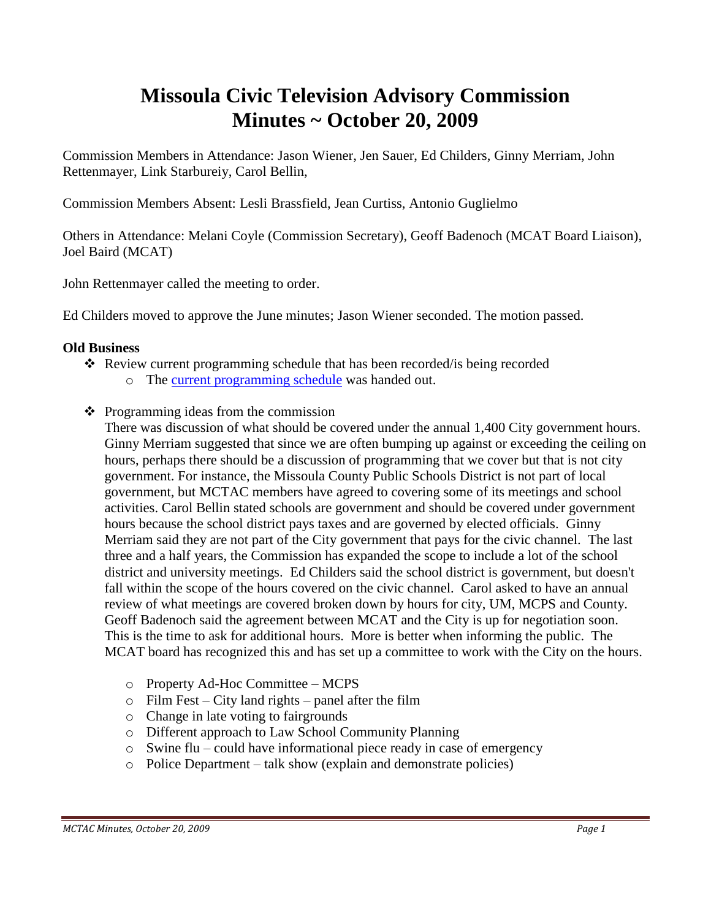# Missoula Civic Television Advisory Commission Minutes ~ October 20, 2009

Commission Members in Attendance: Jason Wiener, Jen Sauer, Ed Childers, Ginny Merriam, John Rettenmayer, Link Starbureiy, Carol Bellin,

Commission Members Absent: Lesli Brassfield, Jean Curtiss, Antonio Guglielmo

Others in Attendance: Melani Coyle (Commission Secretary), Geoff Badenoch (MCAT Board Liaison), Joel Baird (MCAT)

John Rettenmayer called the meeting to order.

Ed Childers moved to approve the June minutes; Jason Wiener seconded. The motion passed.

**Old Business**

- Review current programming schedule that has been recorded/is being recorded
  - The current programming schedule was handed out.
- Programming ideas from the commission

  There was discussion of what should be covered under the annual 1,400 City government hours. Ginny Merriam suggested that since we are often bumping up against or exceeding the ceiling on hours, perhaps there should be a discussion of programming that we cover but that is not city government. For instance, the Missoula County Public Schools District is not part of local government, but MCTAC members have agreed to covering some of its meetings and school activities. Carol Bellin stated schools are government and should be covered under government hours because the school district pays taxes and are governed by elected officials. Ginny Merriam said they are not part of the City government that pays for the civic channel. The last three and a half years, the Commission has expanded the scope to include a lot of the school district and university meetings. Ed Childers said the school district is government, but doesn't fall within the scope of the hours covered on the civic channel. Carol asked to have an annual review of what meetings are covered broken down by hours for city, UM, MCPS and County. Geoff Badenoch said the agreement between MCAT and the City is up for negotiation soon. This is the time to ask for additional hours. More is better when informing the public. The MCAT board has recognized this and has set up a committee to work with the City on the hours.

  - Property Ad-Hoc Committee – MCPS
  - Film Fest – City land rights – panel after the film
  - Change in late voting to fairgrounds
  - Different approach to Law School Community Planning
  - Swine flu – could have informational piece ready in case of emergency
  - Police Department – talk show (explain and demonstrate policies)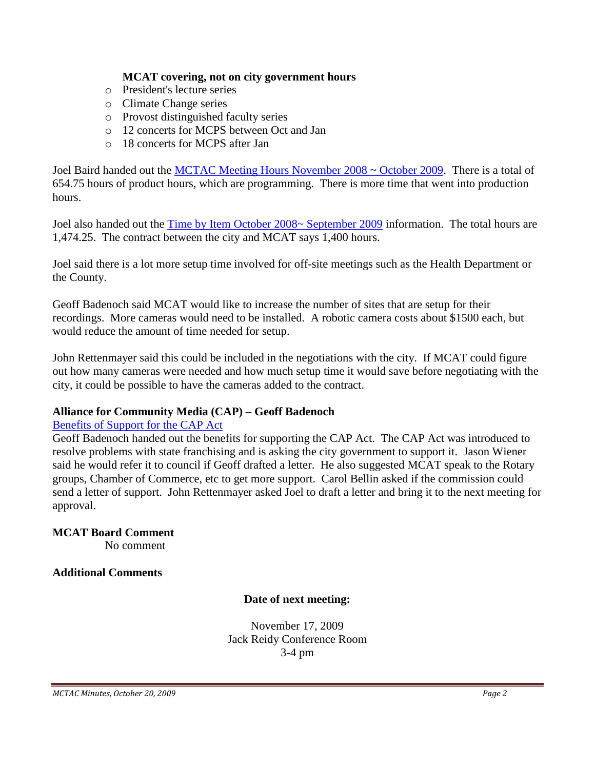**MCAT covering, not on city government hours**

- President's lecture series
- Climate Change series
- Provost distinguished faculty series
- 12 concerts for MCPS between Oct and Jan
- 18 concerts for MCPS after Jan

Joel Baird handed out the MCTAC Meeting Hours November 2008 ~ October 2009. There is a total of 654.75 hours of product hours, which are programming. There is more time that went into production hours.

Joel also handed out the Time by Item October 2008~ September 2009 information. The total hours are 1,474.25. The contract between the city and MCAT says 1,400 hours.

Joel said there is a lot more setup time involved for off-site meetings such as the Health Department or the County.

Geoff Badenoch said MCAT would like to increase the number of sites that are setup for their recordings. More cameras would need to be installed. A robotic camera costs about $1500 each, but would reduce the amount of time needed for setup.

John Rettenmayer said this could be included in the negotiations with the city. If MCAT could figure out how many cameras were needed and how much setup time it would save before negotiating with the city, it could be possible to have the cameras added to the contract.

**Alliance for Community Media (CAP) – Geoff Badenoch**

Benefits of Support for the CAP Act

Geoff Badenoch handed out the benefits for supporting the CAP Act. The CAP Act was introduced to resolve problems with state franchising and is asking the city government to support it. Jason Wiener said he would refer it to council if Geoff drafted a letter. He also suggested MCAT speak to the Rotary groups, Chamber of Commerce, etc to get more support. Carol Bellin asked if the commission could send a letter of support. John Rettenmayer asked Joel to draft a letter and bring it to the next meeting for approval.

**MCAT Board Comment**

No comment

**Additional Comments**

**Date of next meeting:**

November 17, 2009
Jack Reidy Conference Room
3-4 pm